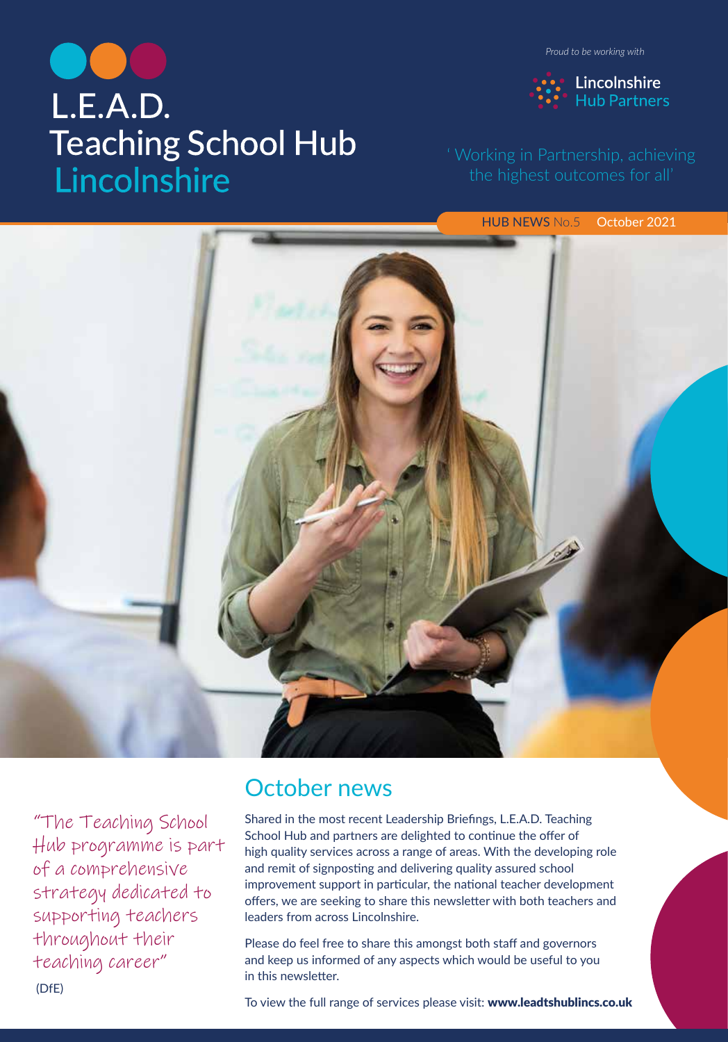# L.E.A.D. Teaching School Hub Lincolnshire

*Proud to be working with*

Lincolnshire Hub Partners

'Working in Partnership, achieving the highest outcomes for all'

HUB NEWS No.5 October 2021

"The Teaching School Hub programme is part of a comprehensive strategy dedicated to supporting teachers throughout their teaching career"

(DfE)

## October news

Shared in the most recent Leadership Briefings, L.E.A.D. Teaching School Hub and partners are delighted to continue the offer of high quality services across a range of areas. With the developing role and remit of signposting and delivering quality assured school improvement support in particular, the national teacher development offers, we are seeking to share this newsletter with both teachers and leaders from across Lincolnshire.

Please do feel free to share this amongst both staff and governors and keep us informed of any aspects which would be useful to you in this newsletter.

To view the full range of services please visit: **www.leadtshublincs.co.uk**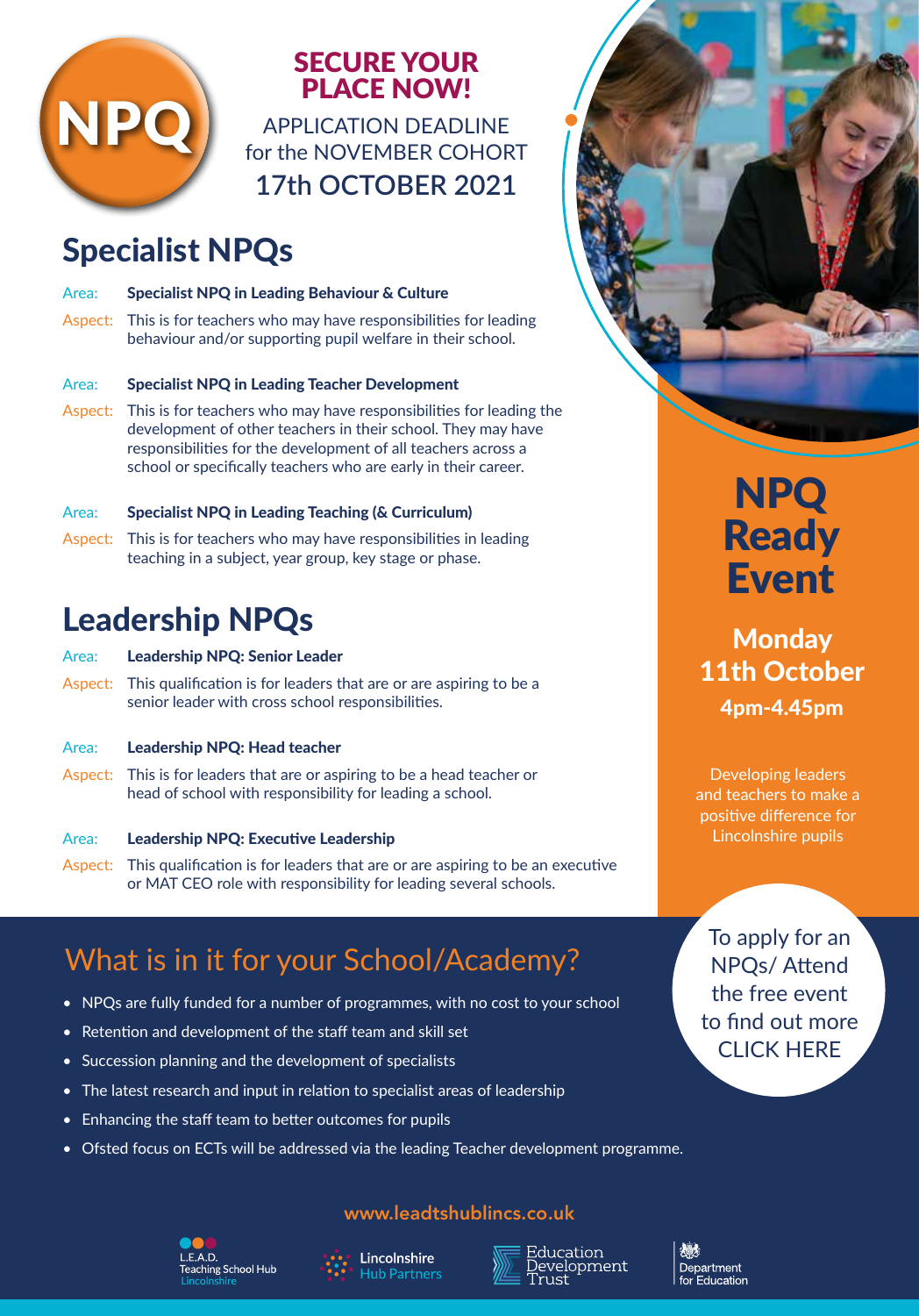NPQ

## SECURE YOUR PLACE NOW!

APPLICATION DEADLINE for the NOVEMBER COHORT

17th OCTOBER 2021

# Specialist NPQs

Area: **Specialist NPQ in Leading Behaviour & Culture**

Aspect: This is for teachers who may have responsibilities for leading behaviour and/or supporting pupil welfare in their school.

Area: **Specialist NPQ in Leading Teacher Development**

Aspect: This is for teachers who may have responsibilities for leading the development of other teachers in their school. They may have responsibilities for the development of all teachers across a school or specifically teachers who are early in their career.

Area: **Specialist NPQ in Leading Teaching (& Curriculum)**

Aspect: This is for teachers who may have responsibilities in leading teaching in a subject, year group, key stage or phase.

# Leadership NPQs

Area: **Leadership NPQ: Senior Leader**

Aspect: This qualification is for leaders that are or are aspiring to be a senior leader with cross school responsibilities.

Area: **Leadership NPQ: Head teacher**

Aspect: This is for leaders that are or aspiring to be a head teacher or head of school with responsibility for leading a school.

Area: **Leadership NPQ: Executive Leadership**

Aspect: This qualification is for leaders that are or are aspiring to be an executive or MAT CEO role with responsibility for leading several schools.

# NPQ Ready Event

**Monday 11th October**

**4pm-4.45pm**

Developing leaders and teachers to make a positive difference for Lincolnshire pupils

To apply for an NPQs/ Attend the free event to find out more CLICK HERE

## What is in it for your School/Academy?

- NPQs are fully funded for a number of programmes, with no cost to your school
- Retention and development of the staff team and skill set
- Succession planning and the development of specialists
- The latest research and input in relation to specialist areas of leadership
- Enhancing the staff team to better outcomes for pupils
- Ofsted focus on ECTs will be addressed via the leading Teacher development programme.

www.leadtshublincs.co.uk

L.E.A.D. Teaching School Hub Lincolnshire | Lincolnshire Hub Partners | Education Development Trust | Department for Education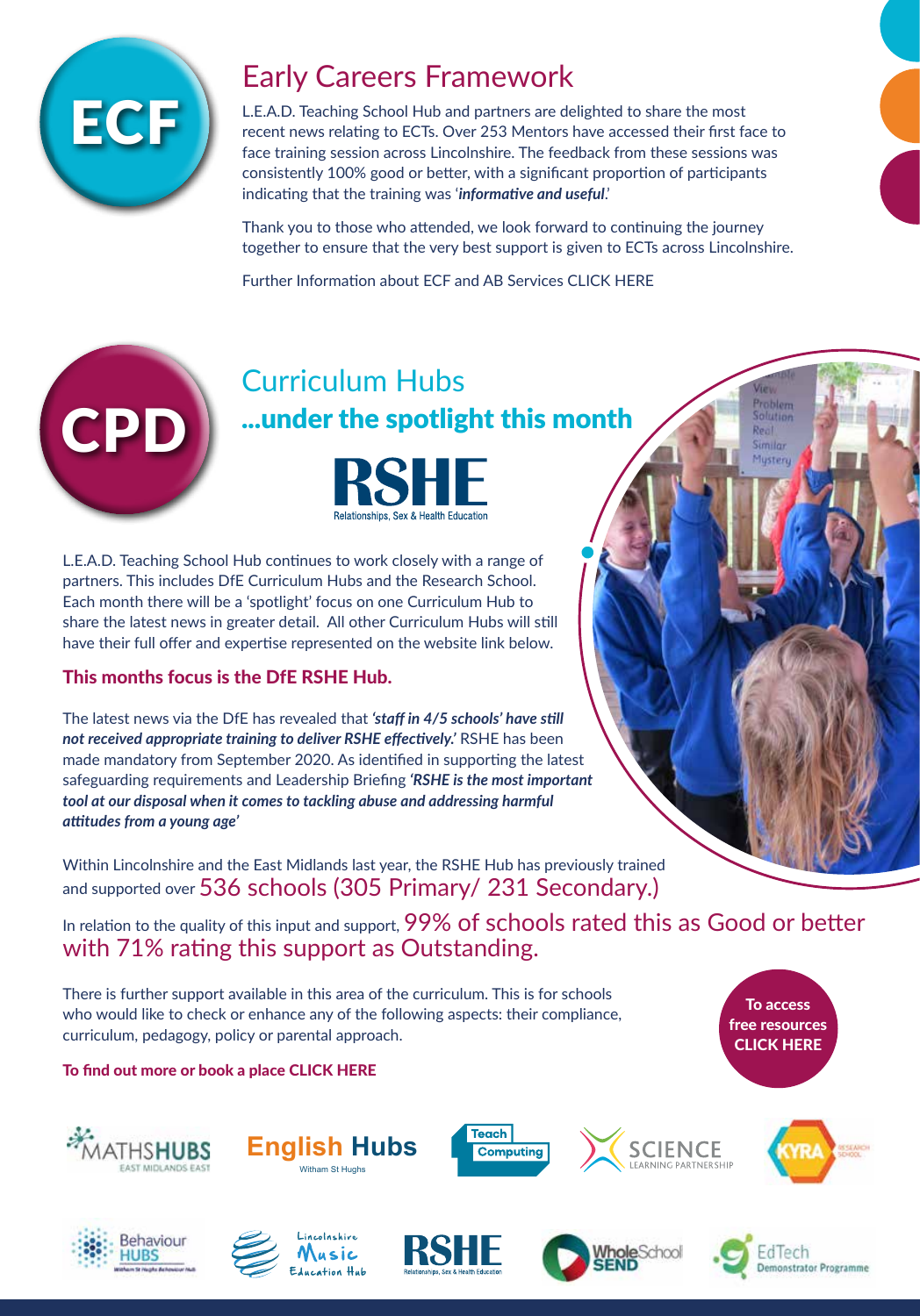# ECF

## Early Careers Framework

L.E.A.D. Teaching School Hub and partners are delighted to share the most recent news relating to ECTs. Over 253 Mentors have accessed their first face to face training session across Lincolnshire. The feedback from these sessions was consistently 100% good or better, with a significant proportion of participants indicating that the training was '***informative and useful***.'

Thank you to those who attended, we look forward to continuing the journey together to ensure that the very best support is given to ECTs across Lincolnshire.

Further Information about ECF and AB Services CLICK HERE

# CPD

## Curriculum Hubs

### ...under the spotlight this month

**RSHE**
Relationships, Sex & Health Education

L.E.A.D. Teaching School Hub continues to work closely with a range of partners. This includes DfE Curriculum Hubs and the Research School. Each month there will be a 'spotlight' focus on one Curriculum Hub to share the latest news in greater detail. All other Curriculum Hubs will still have their full offer and expertise represented on the website link below.

**This months focus is the DfE RSHE Hub.**

The latest news via the DfE has revealed that ***'staff in 4/5 schools' have still not received appropriate training to deliver RSHE effectively.'*** RSHE has been made mandatory from September 2020. As identified in supporting the latest safeguarding requirements and Leadership Briefing ***'RSHE is the most important tool at our disposal when it comes to tackling abuse and addressing harmful attitudes from a young age'***

Within Lincolnshire and the East Midlands last year, the RSHE Hub has previously trained and supported over 536 schools (305 Primary/ 231 Secondary.)

In relation to the quality of this input and support, 99% of schools rated this as Good or better with 71% rating this support as Outstanding.

There is further support available in this area of the curriculum. This is for schools who would like to check or enhance any of the following aspects: their compliance, curriculum, pedagogy, policy or parental approach.

**To access free resources CLICK HERE**

**To find out more or book a place CLICK HERE**

MATHS HUBS East Midlands East | English Hubs Witham St Hughs | Teach Computing | Science Learning Partnership | KYRA Research School | Behaviour Hubs | Lincolnshire Music Education Hub | RSHE | Whole School SEND | EdTech Demonstrator Programme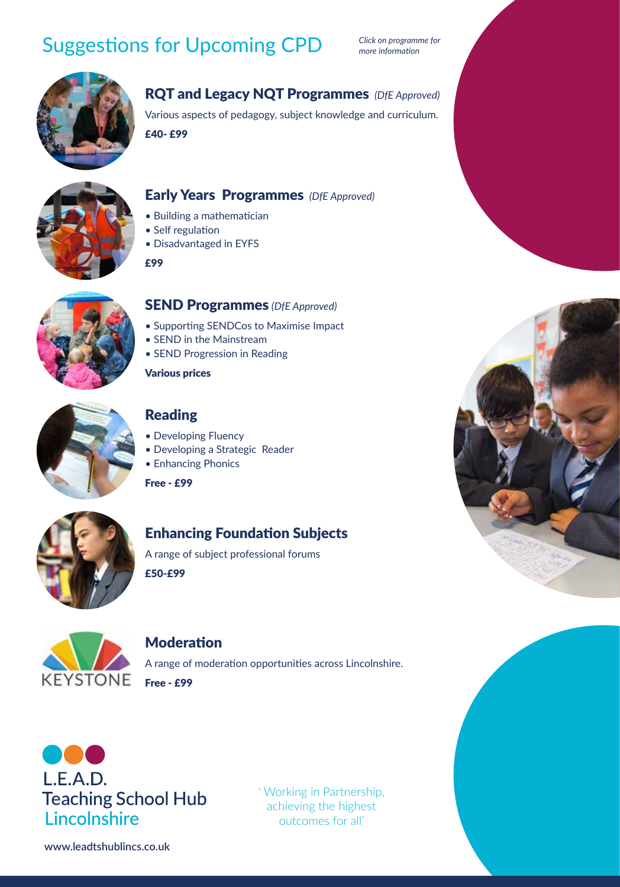# Suggestions for Upcoming CPD

*Click on programme for more information*

## RQT and Legacy NQT Programmes *(DfE Approved)*

Various aspects of pedagogy, subject knowledge and curriculum.

**£40- £99**

## Early Years Programmes *(DfE Approved)*

- Building a mathematician
- Self regulation
- Disadvantaged in EYFS

**£99**

## SEND Programmes *(DfE Approved)*

- Supporting SENDCos to Maximise Impact
- SEND in the Mainstream
- SEND Progression in Reading

**Various prices**

## Reading

- Developing Fluency
- Developing a Strategic Reader
- Enhancing Phonics

**Free - £99**

## Enhancing Foundation Subjects

A range of subject professional forums

**£50-£99**

KEYSTONE

## Moderation

A range of moderation opportunities across Lincolnshire.

**Free - £99**

L.E.A.D.
Teaching School Hub
Lincolnshire

' Working in Partnership, achieving the highest outcomes for all'

www.leadtshublincs.co.uk